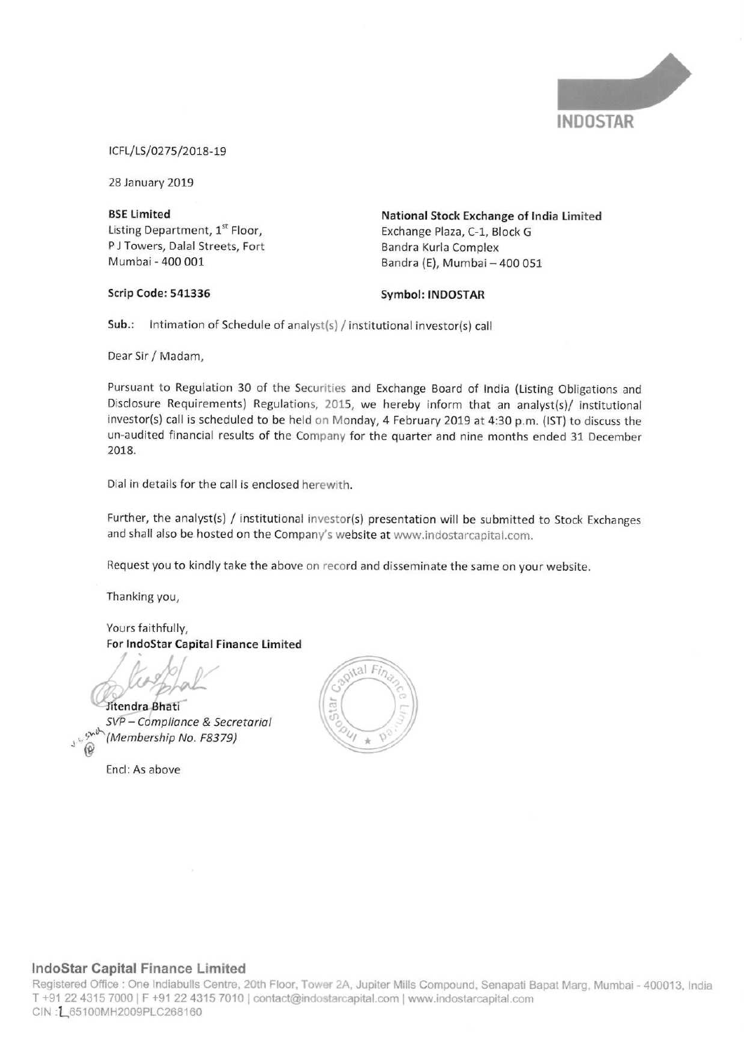INDOSTAR

ICFL/LS/0275/2018-19

28 January 2019

**BSE Limited**
Listing Department, 1st Floor,
P J Towers, Dalal Streets, Fort
Mumbai - 400 001

**Scrip Code: 541336**

**National Stock Exchange of India Limited**
Exchange Plaza, C-1, Block G
Bandra Kurla Complex
Bandra (E), Mumbai – 400 051

**Symbol: INDOSTAR**

**Sub.:** Intimation of Schedule of analyst(s) / institutional investor(s) call

Dear Sir / Madam,

Pursuant to Regulation 30 of the Securities and Exchange Board of India (Listing Obligations and Disclosure Requirements) Regulations, 2015, we hereby inform that an analyst(s)/ institutional investor(s) call is scheduled to be held on Monday, 4 February 2019 at 4:30 p.m. (IST) to discuss the un-audited financial results of the Company for the quarter and nine months ended 31 December 2018.

Dial in details for the call is enclosed herewith.

Further, the analyst(s) / institutional investor(s) presentation will be submitted to Stock Exchanges and shall also be hosted on the Company's website at www.indostarcapital.com.

Request you to kindly take the above on record and disseminate the same on your website.

Thanking you,

Yours faithfully,
**For IndoStar Capital Finance Limited**

Jitendra Bhati
*SVP – Compliance & Secretarial*
*(Membership No. F8379)*

Encl: As above

**IndoStar Capital Finance Limited**
Registered Office : One Indiabulls Centre, 20th Floor, Tower 2A, Jupiter Mills Compound, Senapati Bapat Marg, Mumbai - 400013, India
T +91 22 4315 7000 | F +91 22 4315 7010 | contact@indostarcapital.com | www.indostarcapital.com
CIN : L65100MH2009PLC268160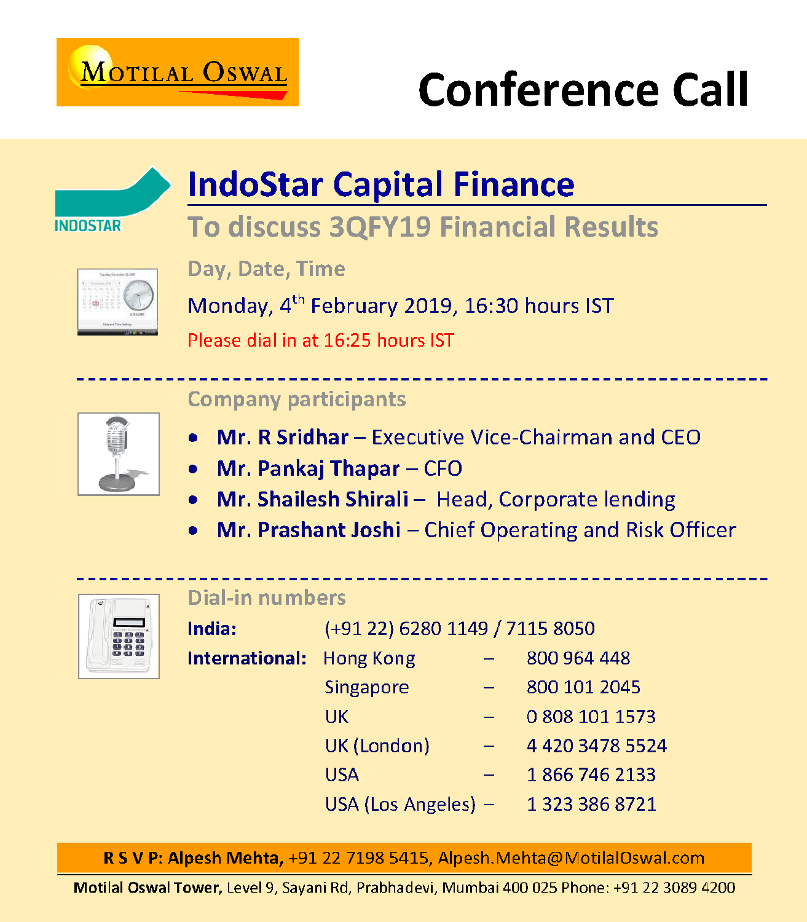# Conference Call

MOTILAL OSWAL

## IndoStar Capital Finance

### To discuss 3QFY19 Financial Results

**Day, Date, Time**

Monday, 4th February 2019, 16:30 hours IST

Please dial in at 16:25 hours IST

---

**Company participants**

- **Mr. R Sridhar** – Executive Vice-Chairman and CEO
- **Mr. Pankaj Thapar** – CFO
- **Mr. Shailesh Shirali** – Head, Corporate lending
- **Mr. Prashant Joshi** – Chief Operating and Risk Officer

---

**Dial-in numbers**

**India:** (+91 22) 6280 1149 / 7115 8050

**International:**

| | | |
|---|---|---|
| Hong Kong | – | 800 964 448 |
| Singapore | – | 800 101 2045 |
| UK | – | 0 808 101 1573 |
| UK (London) | – | 4 420 3478 5524 |
| USA | – | 1 866 746 2133 |
| USA (Los Angeles) | – | 1 323 386 8721 |

**R S V P: Alpesh Mehta,** +91 22 7198 5415, Alpesh.Mehta@MotilalOswal.com

**Motilal Oswal Tower,** Level 9, Sayani Rd, Prabhadevi, Mumbai 400 025 Phone: +91 22 3089 4200